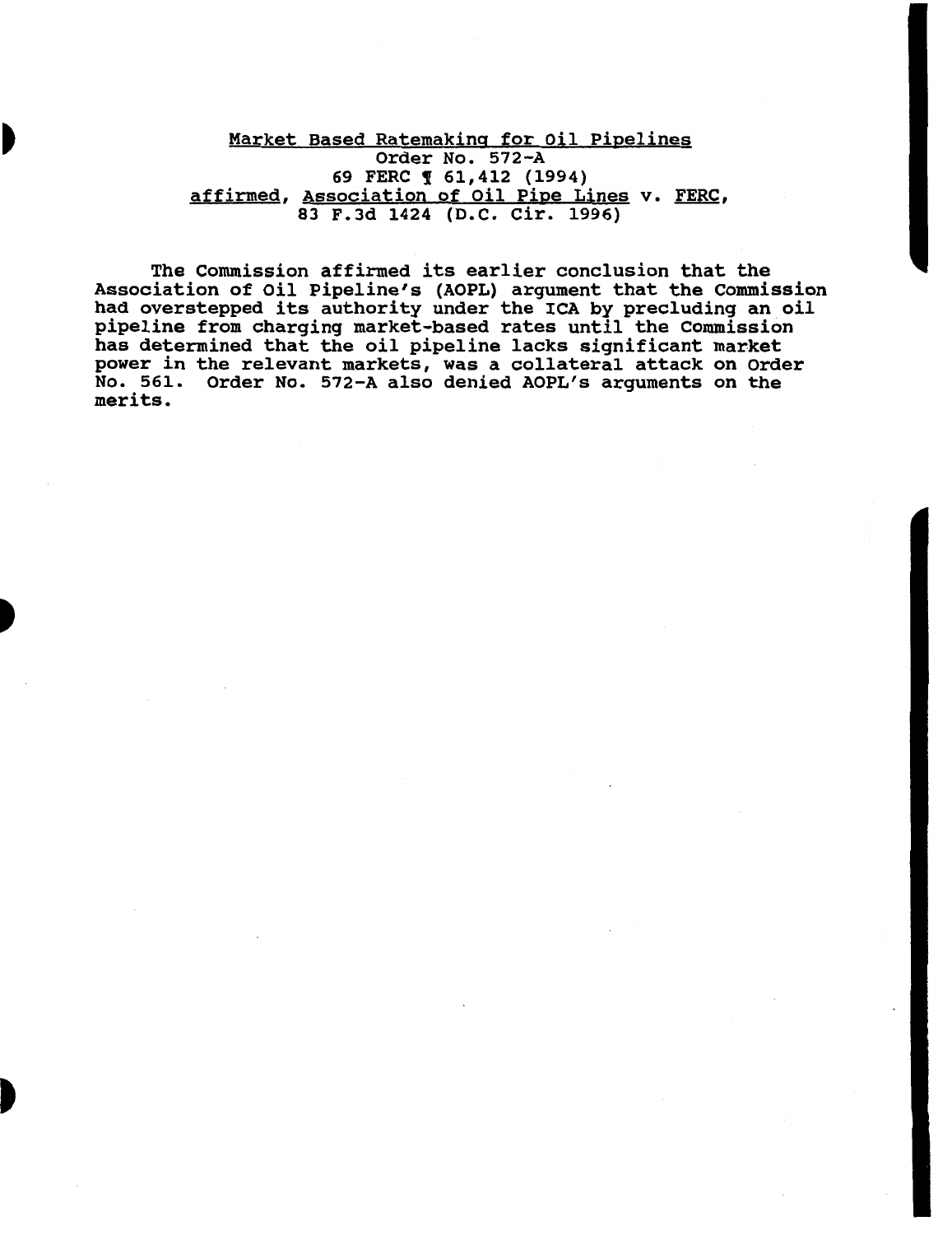<u>Market Based Ratemaking for Oil Pipelines</u>
Order No. 572-A
69 FERC ¶ 61,412 (1994)
<u>affirmed</u>, <u>Association of Oil Pipe Lines</u> v. <u>FERC</u>,
83 F.3d 1424 (D.C. Cir. 1996)

The Commission affirmed its earlier conclusion that the Association of Oil Pipeline's (AOPL) argument that the Commission had overstepped its authority under the ICA by precluding an oil pipeline from charging market-based rates until the Commission has determined that the oil pipeline lacks significant market power in the relevant markets, was a collateral attack on Order No. 561. Order No. 572-A also denied AOPL's arguments on the merits.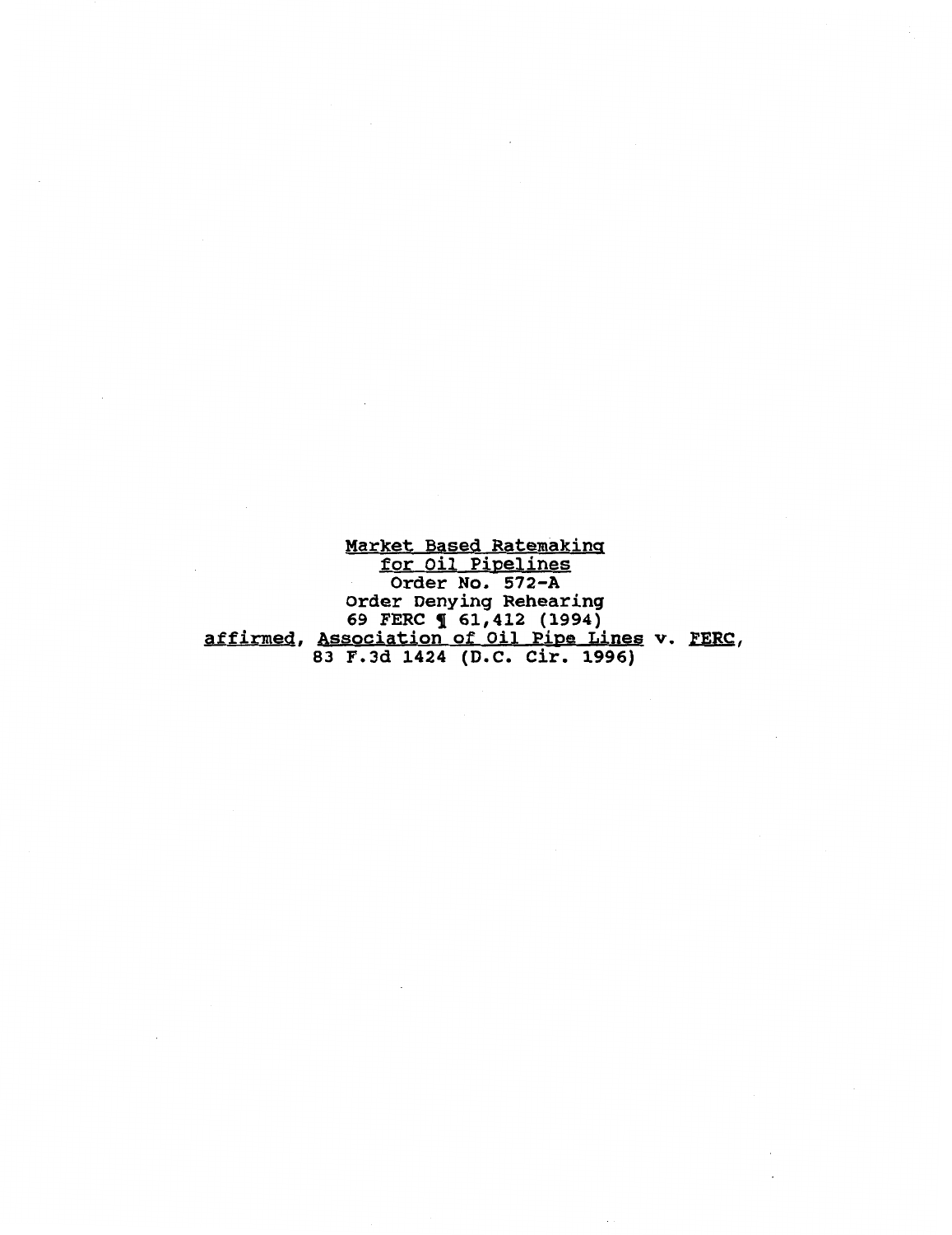<u>Market Based Ratemaking</u>
<u>for Oil Pipelines</u>
Order No. 572-A
Order Denying Rehearing
69 FERC ¶ 61,412 (1994)
<u>affirmed</u>, <u>Association of Oil Pipe Lines</u> v. <u>FERC</u>,
83 F.3d 1424 (D.C. Cir. 1996)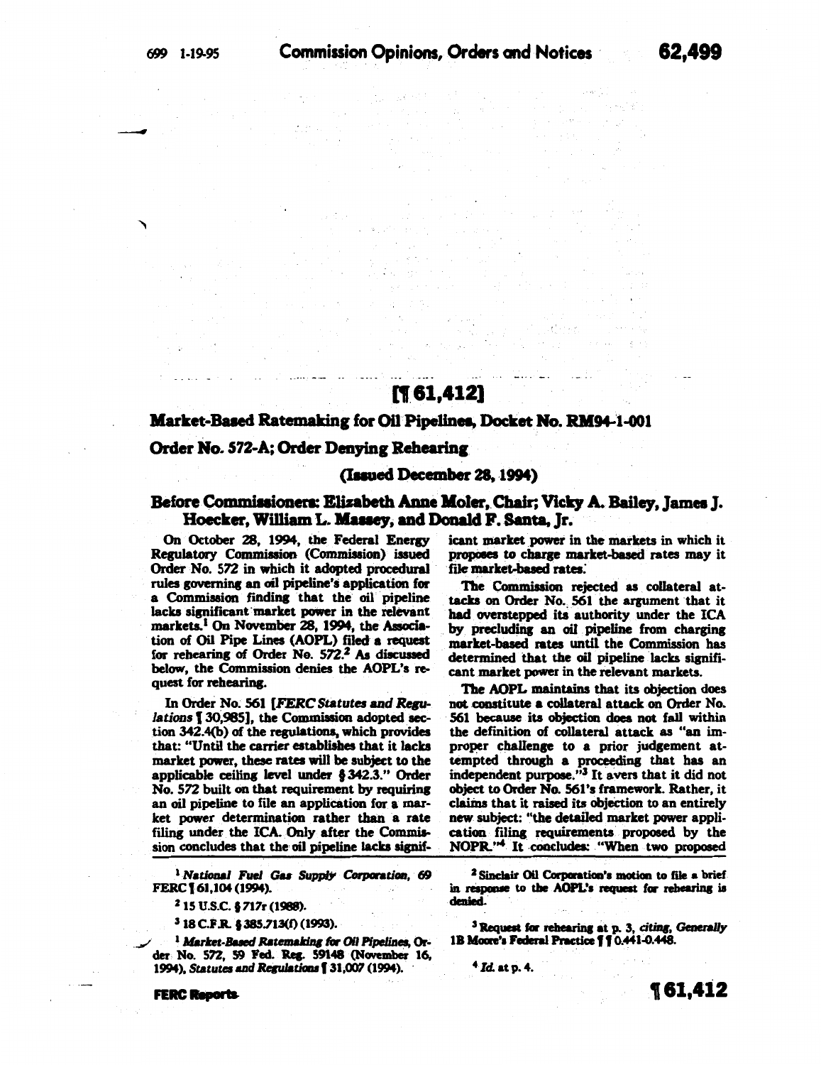[¶ 61,412]

## Market-Based Ratemaking for Oil Pipelines, Docket No. RM94-1-001

## Order No. 572-A; Order Denying Rehearing

### (Issued December 28, 1994)

### Before Commissioners: Elizabeth Anne Moler, Chair; Vicky A. Bailey, James J. Hoecker, William L. Massey, and Donald F. Santa, Jr.

On October 28, 1994, the Federal Energy Regulatory Commission (Commission) issued Order No. 572 in which it adopted procedural rules governing an oil pipeline's application for a Commission finding that the oil pipeline lacks significant market power in the relevant markets.[1] On November 28, 1994, the Association of Oil Pipe Lines (AOPL) filed a request for rehearing of Order No. 572.[2] As discussed below, the Commission denies the AOPL's request for rehearing.

In Order No. 561 [*FERC Statutes and Regulations* ¶ 30,985], the Commission adopted section 342.4(b) of the regulations, which provides that: "Until the carrier establishes that it lacks market power, these rates will be subject to the applicable ceiling level under § 342.3." Order No. 572 built on that requirement by requiring an oil pipeline to file an application for a market power determination rather than a rate filing under the ICA. Only after the Commission concludes that the oil pipeline lacks significant market power in the markets in which it proposes to charge market-based rates may it file market-based rates.

The Commission rejected as collateral attacks on Order No. 561 the argument that it had overstepped its authority under the ICA by precluding an oil pipeline from charging market-based rates until the Commission has determined that the oil pipeline lacks significant market power in the relevant markets.

The AOPL maintains that its objection does not constitute a collateral attack on Order No. 561 because its objection does not fall within the definition of collateral attack as "an improper challenge to a prior judgement attempted through a proceeding that has an independent purpose."[3] It avers that it did not object to Order No. 561's framework. Rather, it claims that it raised its objection to an entirely new subject: "the detailed market power application filing requirements proposed by the NOPR."[4] It concludes: "When two proposed

[1] *National Fuel Gas Supply Corporation*, 69 FERC ¶ 61,104 (1994).

[2] 15 U.S.C. § 717r (1988).

[3] 18 C.F.R. § 385.713(f) (1993).

[1] *Market-Based Ratemaking for Oil Pipelines*, Order No. 572, 59 Fed. Reg. 59148 (November 16, 1994), *Statutes and Regulations* ¶ 31,007 (1994).

[2] Sinclair Oil Corporation's motion to file a brief in response to the AOPL's request for rehearing is denied.

[3] Request for rehearing at p. 3, *citing, Generally* 1B Moore's Federal Practice ¶ ¶ 0.441-0.448.

[4] *Id.* at p. 4.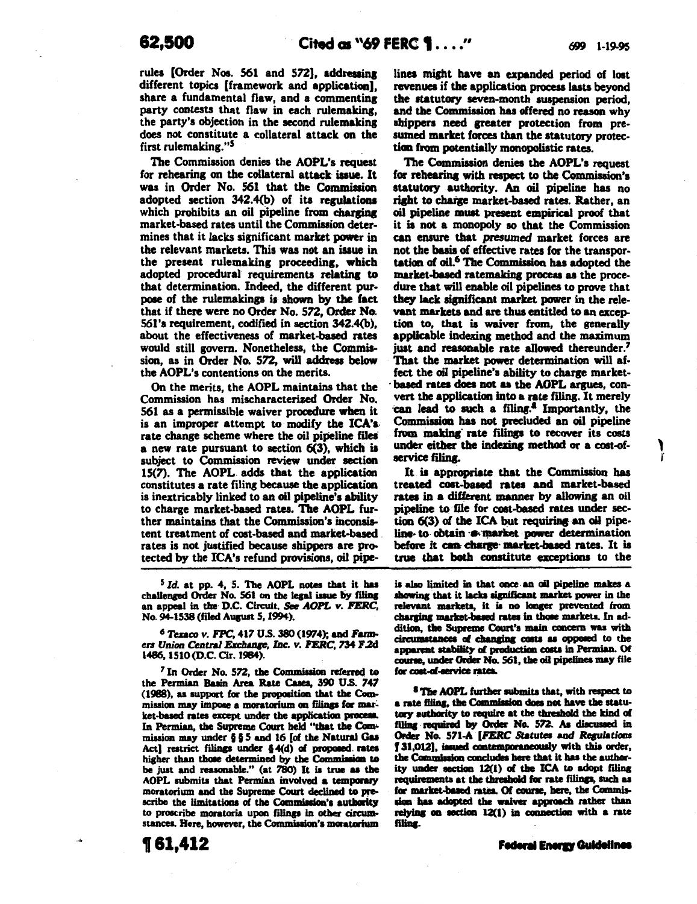rules [Order Nos. 561 and 572], addressing different topics [framework and application], share a fundamental flaw, and a commenting party contests that flaw in each rulemaking, the party's objection in the second rulemaking does not constitute a collateral attack on the first rulemaking."[5]

The Commission denies the AOPL's request for rehearing on the collateral attack issue. It was in Order No. 561 that the Commission adopted section 342.4(b) of its regulations which prohibits an oil pipeline from charging market-based rates until the Commission determines that it lacks significant market power in the relevant markets. This was not an issue in the present rulemaking proceeding, which adopted procedural requirements relating to that determination. Indeed, the different purpose of the rulemakings is shown by the fact that if there were no Order No. 572, Order No. 561's requirement, codified in section 342.4(b), about the effectiveness of market-based rates would still govern. Nonetheless, the Commission, as in Order No. 572, will address below the AOPL's contentions on the merits.

On the merits, the AOPL maintains that the Commission has mischaracterized Order No. 561 as a permissible waiver procedure when it is an improper attempt to modify the ICA's rate change scheme where the oil pipeline files a new rate pursuant to section 6(3), which is subject to Commission review under section 15(7). The AOPL adds that the application constitutes a rate filing because the application is inextricably linked to an oil pipeline's ability to charge market-based rates. The AOPL further maintains that the Commission's inconsistent treatment of cost-based and market-based rates is not justified because shippers are protected by the ICA's refund provisions, oil pipelines might have an expanded period of lost revenues if the application process lasts beyond the statutory seven-month suspension period, and the Commission has offered no reason why shippers need greater protection from presumed market forces than the statutory protection from potentially monopolistic rates.

The Commission denies the AOPL's request for rehearing with respect to the Commission's statutory authority. An oil pipeline has no right to charge market-based rates. Rather, an oil pipeline must present empirical proof that it is not a monopoly so that the Commission can ensure that *presumed* market forces are not the basis of effective rates for the transportation of oil.[6] The Commission has adopted the market-based ratemaking process as the procedure that will enable oil pipelines to prove that they lack significant market power in the relevant markets and are thus entitled to an exception to, that is waiver from, the generally applicable indexing method and the maximum just and reasonable rate allowed thereunder.[7] That the market power determination will affect the oil pipeline's ability to charge market-based rates does not as the AOPL argues, convert the application into a rate filing. It merely can lead to such a filing.[8] Importantly, the Commission has not precluded an oil pipeline from making rate filings to recover its costs under either the indexing method or a cost-of-service filing.

It is appropriate that the Commission has treated cost-based rates and market-based rates in a different manner by allowing an oil pipeline to file for cost-based rates under section 6(3) of the ICA but requiring an oil pipeline to obtain a market power determination before it can charge market-based rates. It is true that both constitute exceptions to the

[5] *Id.* at pp. 4, 5. The AOPL notes that it has challenged Order No. 561 on the legal issue by filing an appeal in the D.C. Circuit. *See AOPL v. FERC*, No. 94-1538 (filed August 5, 1994).

[6] *Texaco v. FPC*, 417 U.S. 380 (1974); and *Farmers Union Central Exchange, Inc. v. FERC*, 734 F.2d 1486, 1510 (D.C. Cir. 1984).

[7] In Order No. 572, the Commission referred to the Permian Basin Area Rate Cases, 390 U.S. 747 (1988), as support for the proposition that the Commission may impose a moratorium on filings for market-based rates except under the application process. In Permian, the Supreme Court held "that the Commission may under §§ 5 and 16 [of the Natural Gas Act] restrict filings under § 4(d) of proposed rates higher than those determined by the Commission to be just and reasonable." (at 780) It is true as the AOPL submits that Permian involved a temporary moratorium and the Supreme Court declined to prescribe the limitations of the Commission's authority to proscribe moratoria upon filings in other circumstances. Here, however, the Commission's moratorium is also limited in that once an oil pipeline makes a showing that it lacks significant market power in the relevant markets, it is no longer prevented from charging market-based rates in those markets. In addition, the Supreme Court's main concern was with circumstances of changing costs as opposed to the apparent stability of production costs in Permian. Of course, under Order No. 561, the oil pipelines may file for cost-of-service rates.

[8] The AOPL further submits that, with respect to a rate filing, the Commission does not have the statutory authority to require at the threshold the kind of filing required by Order No. 572. As discussed in Order No. 571-A [*FERC Statutes and Regulations* ¶ 31,012], issued contemporaneously with this order, the Commission concludes here that it has the authority under section 12(1) of the ICA to adopt filing requirements at the threshold for rate filings, such as for market-based rates. Of course, here, the Commission has adopted the waiver approach rather than relying on section 12(1) in connection with a rate filing.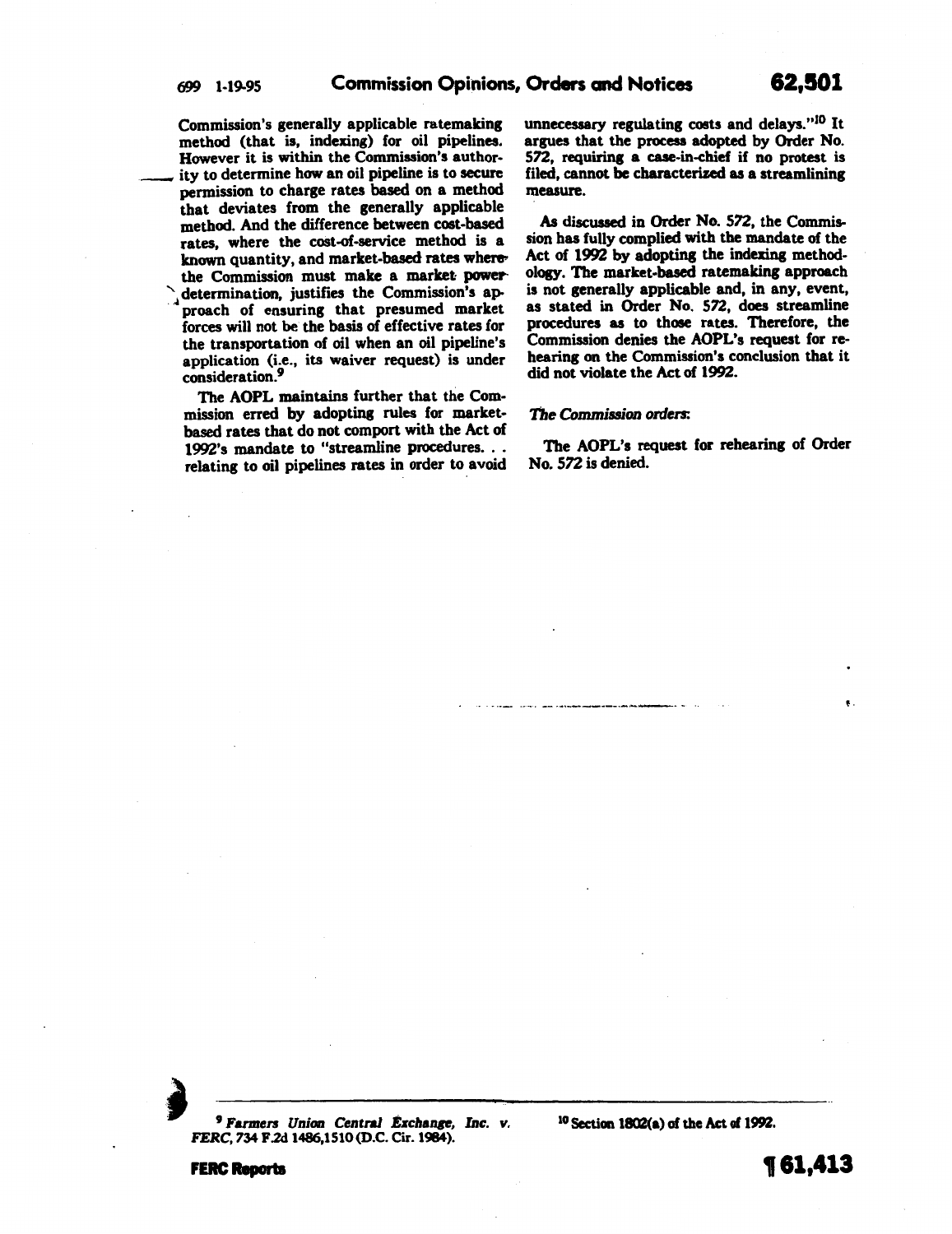Commission's generally applicable ratemaking method (that is, indexing) for oil pipelines. However it is within the Commission's authority to determine how an oil pipeline is to secure permission to charge rates based on a method that deviates from the generally applicable method. And the difference between cost-based rates, where the cost-of-service method is a known quantity, and market-based rates where the Commission must make a market power determination, justifies the Commission's approach of ensuring that presumed market forces will not be the basis of effective rates for the transportation of oil when an oil pipeline's application (i.e., its waiver request) is under consideration.[9]

The AOPL maintains further that the Commission erred by adopting rules for market-based rates that do not comport with the Act of 1992's mandate to "streamline procedures. . . relating to oil pipelines rates in order to avoid unnecessary regulating costs and delays."[10] It argues that the process adopted by Order No. 572, requiring a case-in-chief if no protest is filed, cannot be characterized as a streamlining measure.

As discussed in Order No. 572, the Commission has fully complied with the mandate of the Act of 1992 by adopting the indexing methodology. The market-based ratemaking approach is not generally applicable and, in any, event, as stated in Order No. 572, does streamline procedures as to those rates. Therefore, the Commission denies the AOPL's request for rehearing on the Commission's conclusion that it did not violate the Act of 1992.

*The Commission orders*:

The AOPL's request for rehearing of Order No. 572 is denied.

---

[9] *Farmers Union Central Exchange, Inc. v. FERC*, 734 F.2d 1486,1510 (D.C. Cir. 1984).

[10] Section 1802(a) of the Act of 1992.